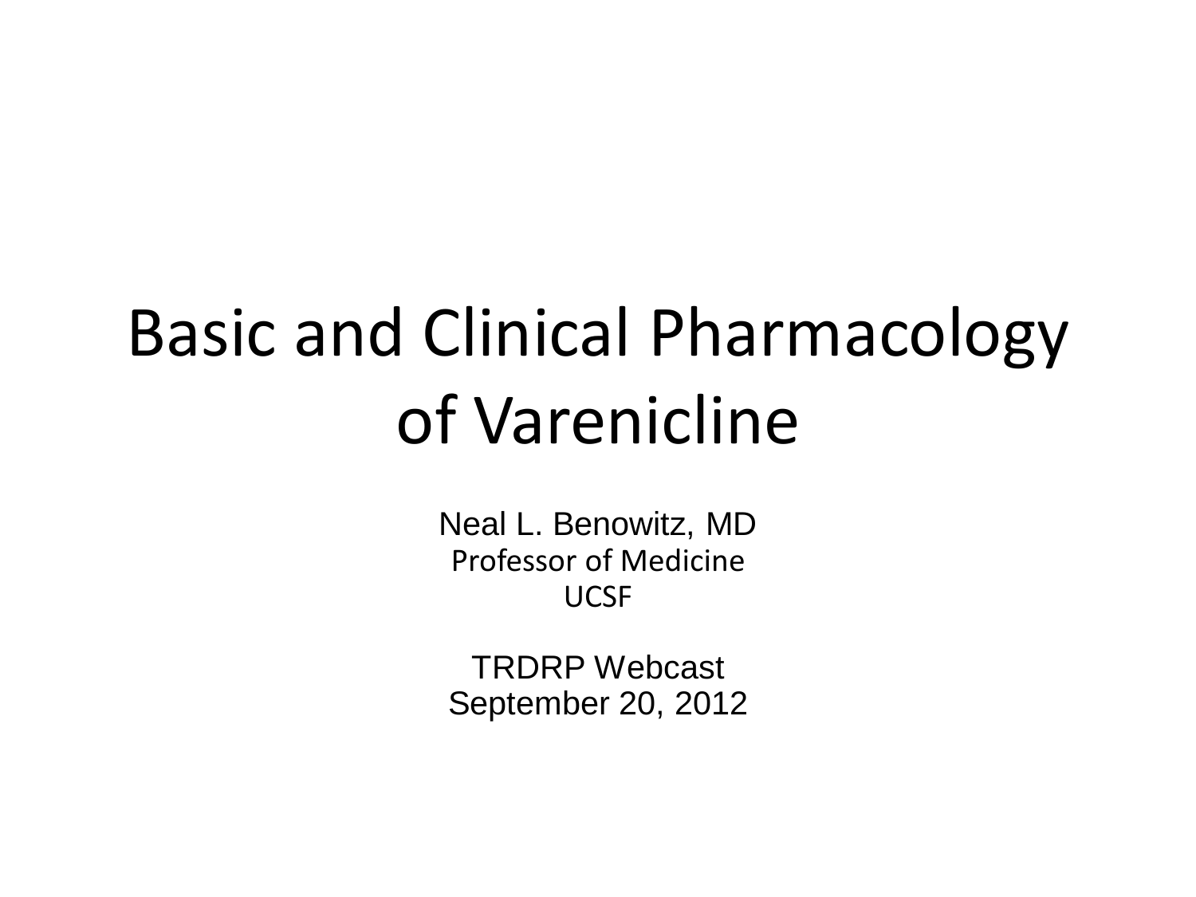# Basic and Clinical Pharmacology of Varenicline

Neal L. Benowitz, MD
Professor of Medicine
UCSF

TRDRP Webcast
September 20, 2012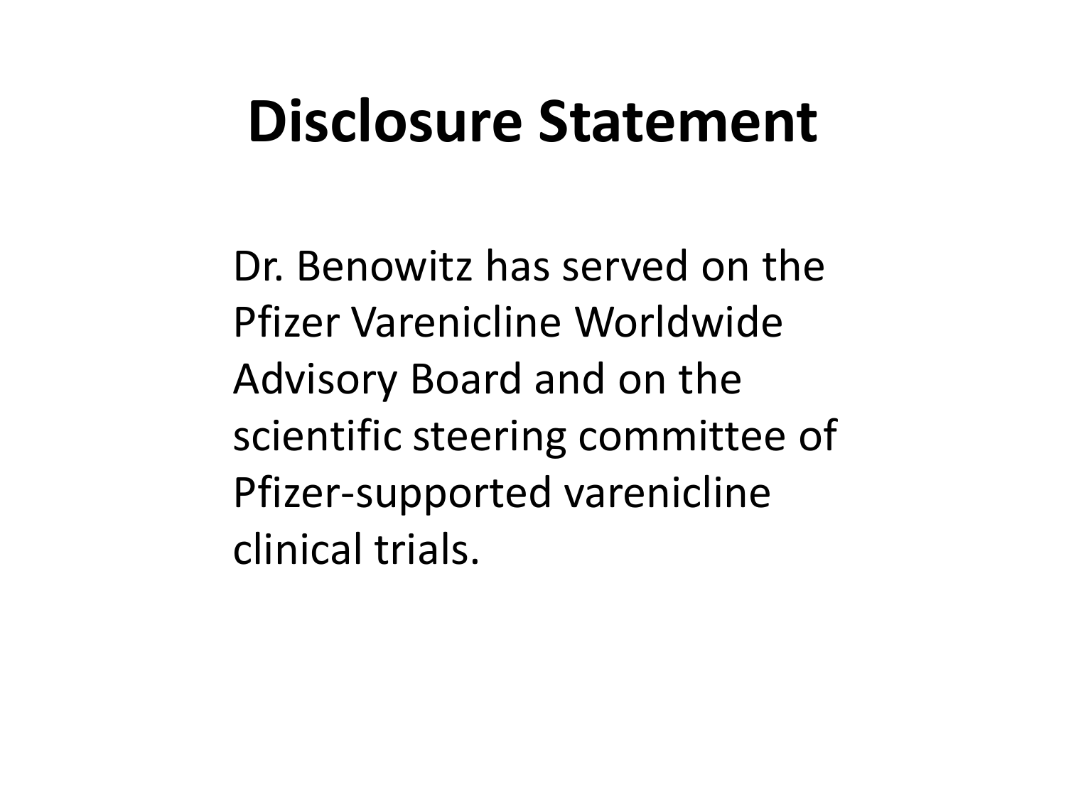# Disclosure Statement

Dr. Benowitz has served on the Pfizer Varenicline Worldwide Advisory Board and on the scientific steering committee of Pfizer-supported varenicline clinical trials.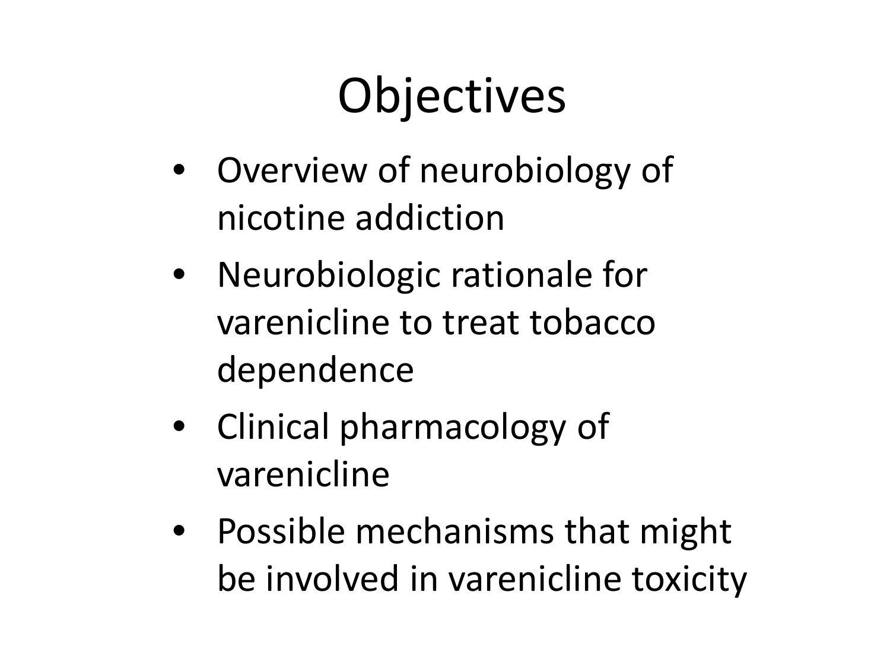# Objectives

- Overview of neurobiology of nicotine addiction
- Neurobiologic rationale for varenicline to treat tobacco dependence
- Clinical pharmacology of varenicline
- Possible mechanisms that might be involved in varenicline toxicity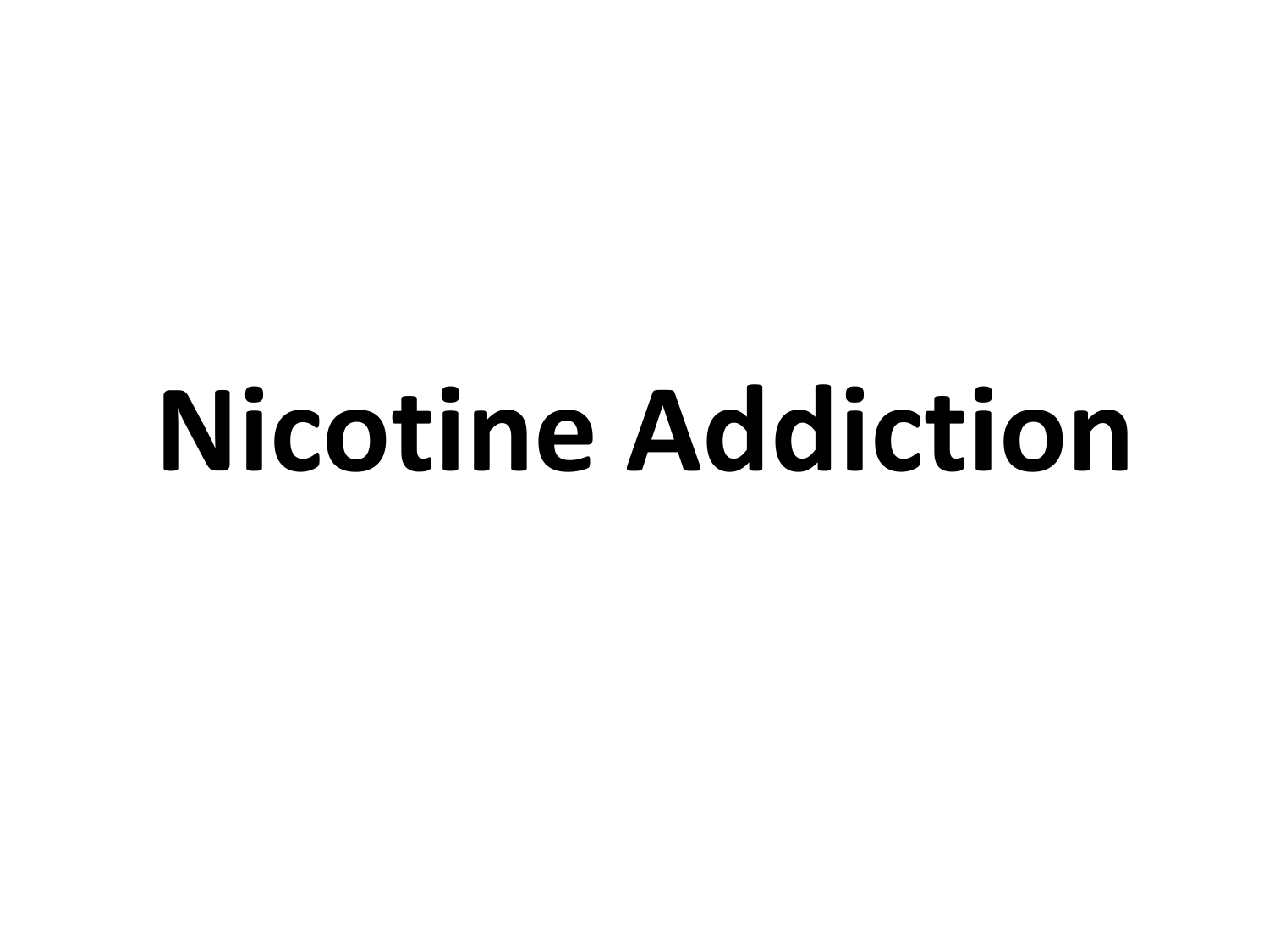# Nicotine Addiction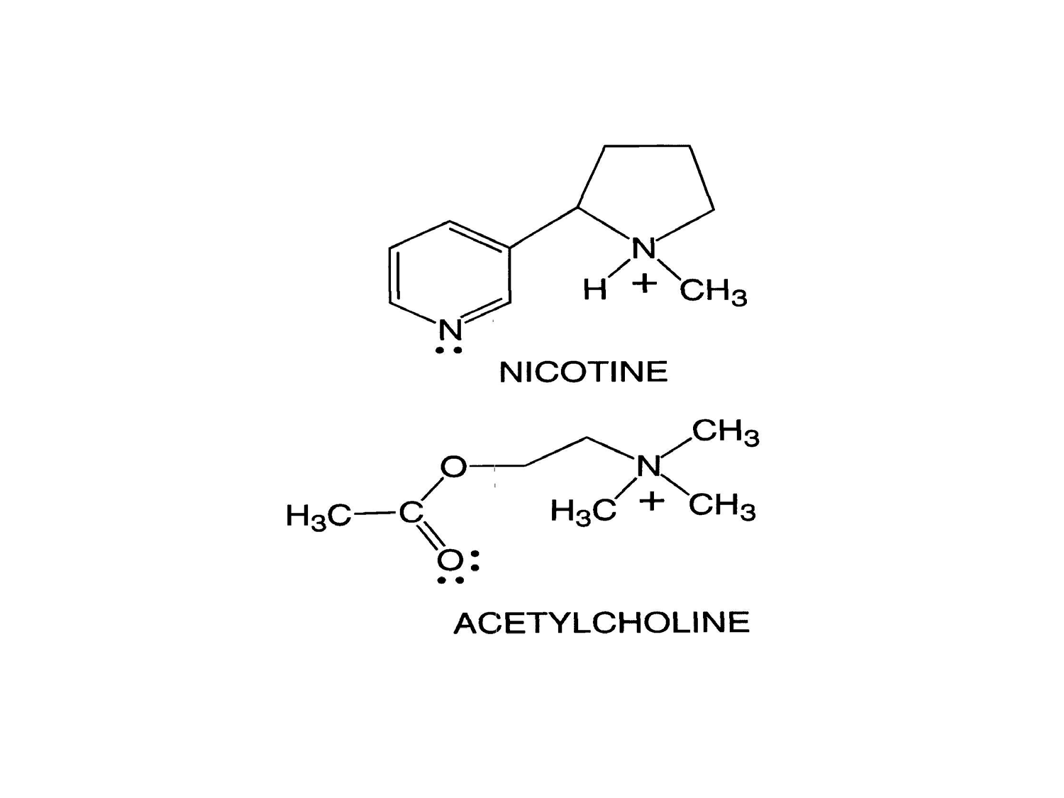NICOTINE

ACETYLCHOLINE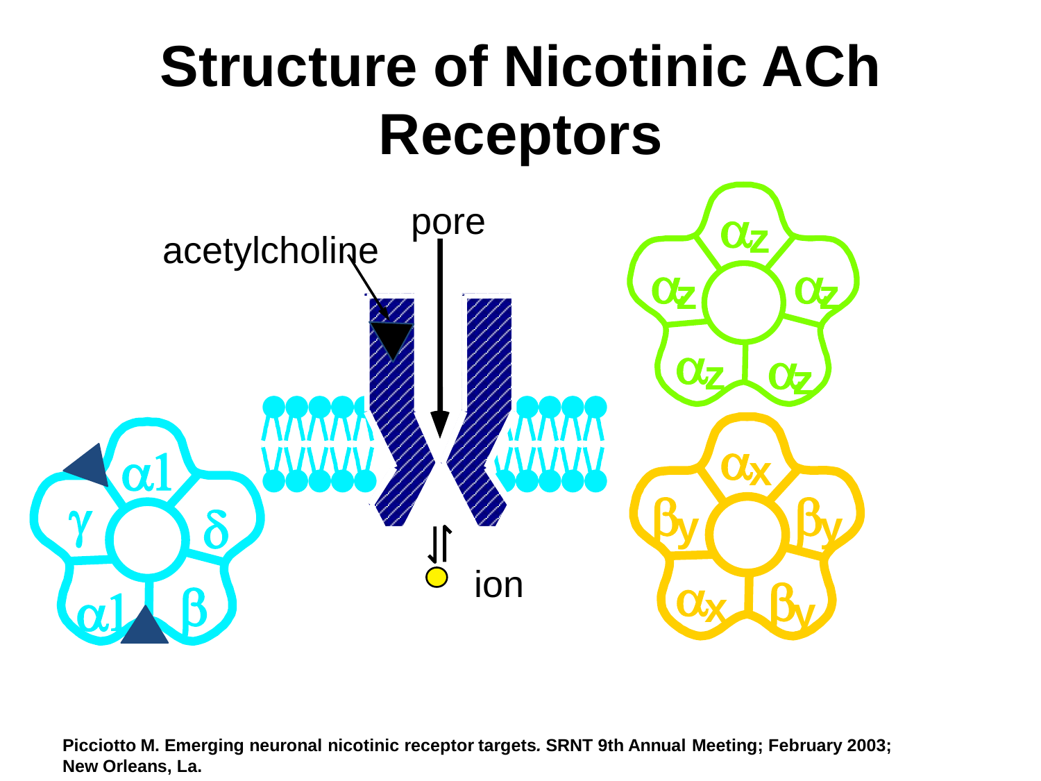# Structure of Nicotinic ACh Receptors

acetylcholine

pore

ion

$\gamma$ $\alpha 1$ $\delta$ $\alpha 1$ $\beta$

$\alpha_z$ $\alpha_z$ $\alpha_z$ $\alpha_z$ $\alpha_z$

$\alpha_x$ $\beta_y$ $\beta_y$ $\alpha_x$ $\beta_y$

**Picciotto M. Emerging neuronal nicotinic receptor targets. SRNT 9th Annual Meeting; February 2003; New Orleans, La.**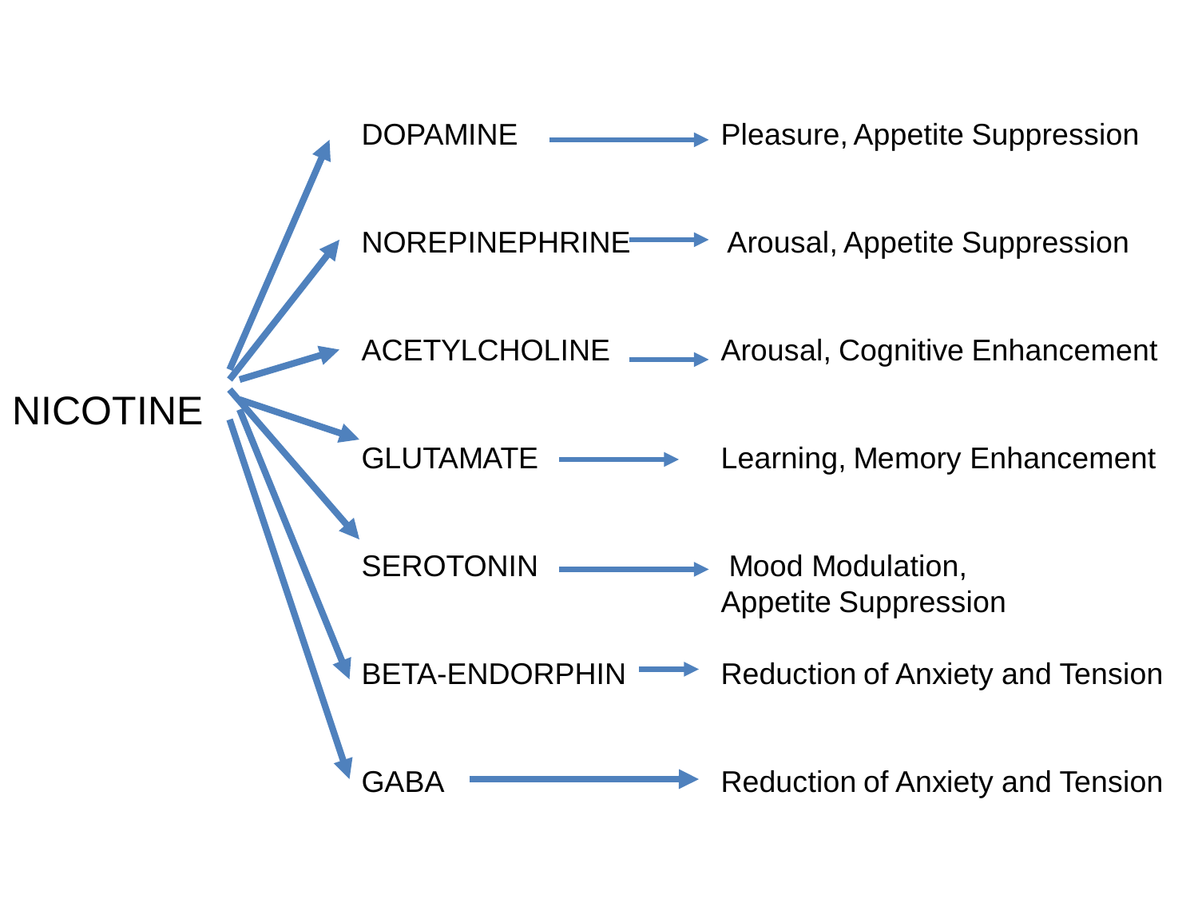NICOTINE

| Neurotransmitter | Effect |
| --- | --- |
| DOPAMINE | Pleasure, Appetite Suppression |
| NOREPINEPHRINE | Arousal, Appetite Suppression |
| ACETYLCHOLINE | Arousal, Cognitive Enhancement |
| GLUTAMATE | Learning, Memory Enhancement |
| SEROTONIN | Mood Modulation, Appetite Suppression |
| BETA-ENDORPHIN | Reduction of Anxiety and Tension |
| GABA | Reduction of Anxiety and Tension |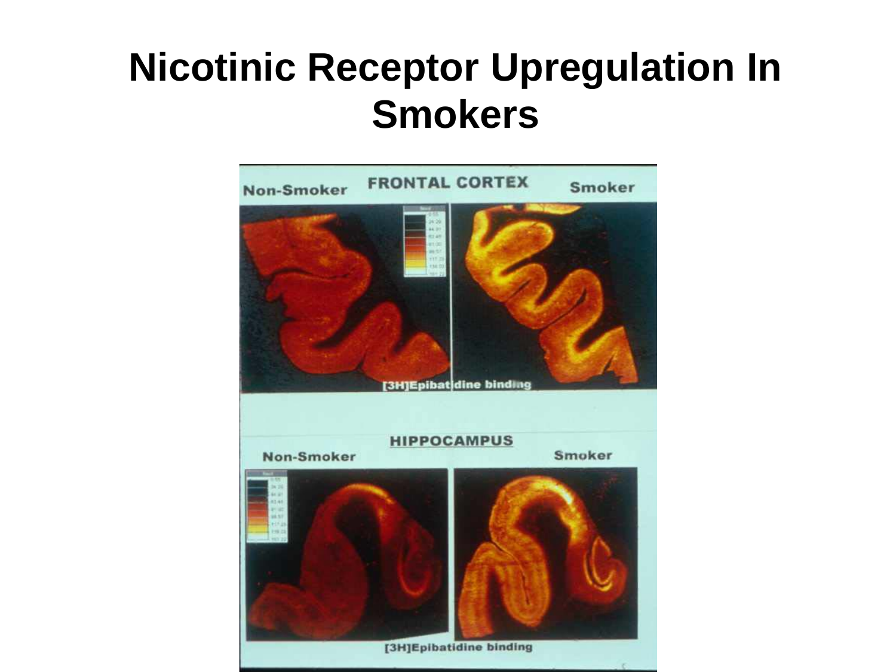# Nicotinic Receptor Upregulation In Smokers

Non-Smoker FRONTAL CORTEX Smoker

[3H]Epibatidine binding

HIPPOCAMPUS

Non-Smoker Smoker

[3H]Epibatidine binding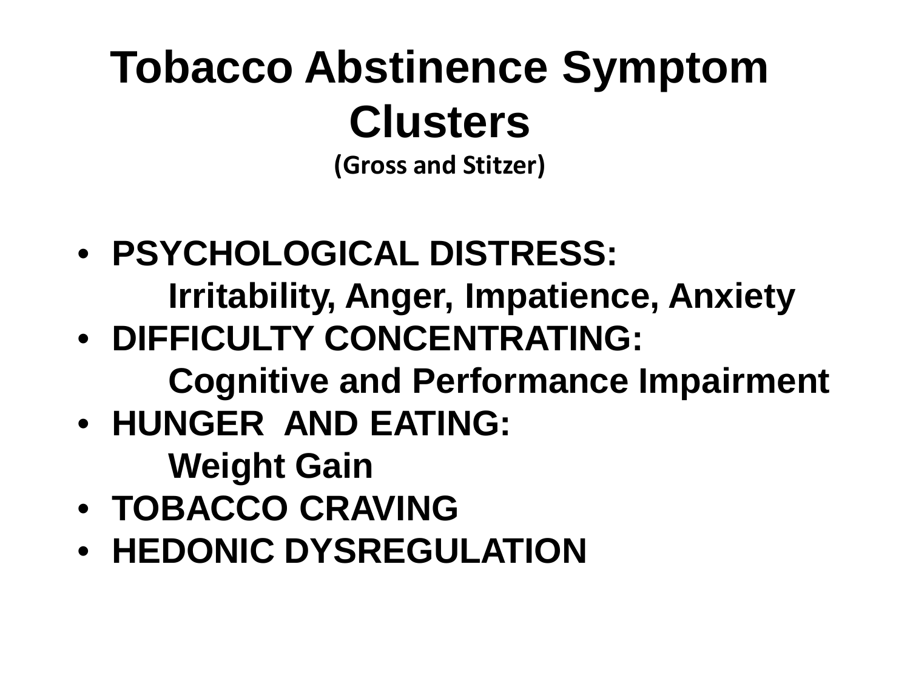# Tobacco Abstinence Symptom Clusters

**(Gross and Stitzer)**

- **PSYCHOLOGICAL DISTRESS:**
  **Irritability, Anger, Impatience, Anxiety**
- **DIFFICULTY CONCENTRATING:**
  **Cognitive and Performance Impairment**
- **HUNGER AND EATING:**
  **Weight Gain**
- **TOBACCO CRAVING**
- **HEDONIC DYSREGULATION**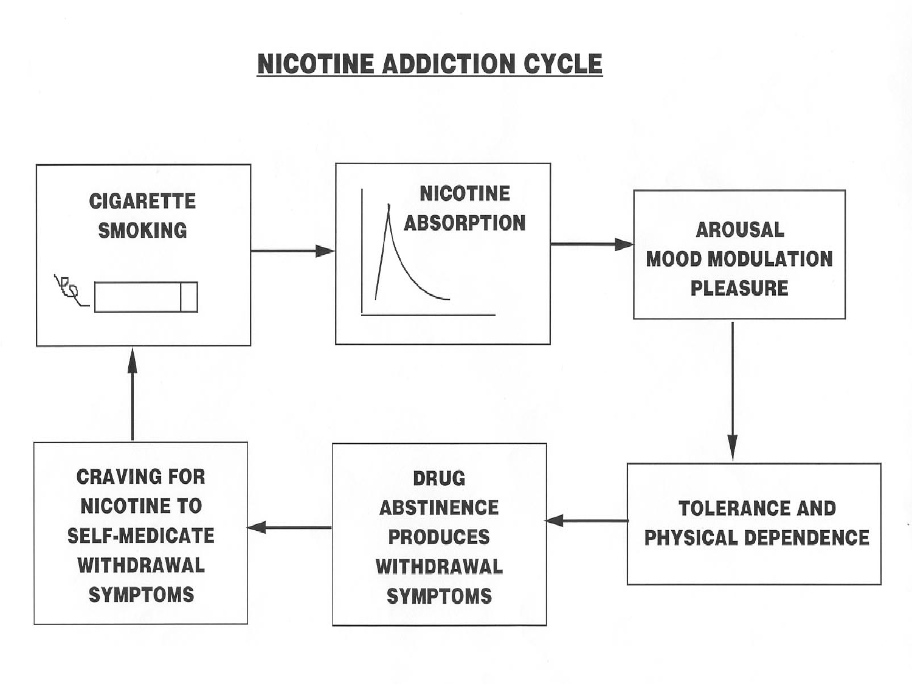# NICOTINE ADDICTION CYCLE

CIGARETTE SMOKING → NICOTINE ABSORPTION → AROUSAL MOOD MODULATION PLEASURE → TOLERANCE AND PHYSICAL DEPENDENCE → DRUG ABSTINENCE PRODUCES WITHDRAWAL SYMPTOMS → CRAVING FOR NICOTINE TO SELF-MEDICATE WITHDRAWAL SYMPTOMS → CIGARETTE SMOKING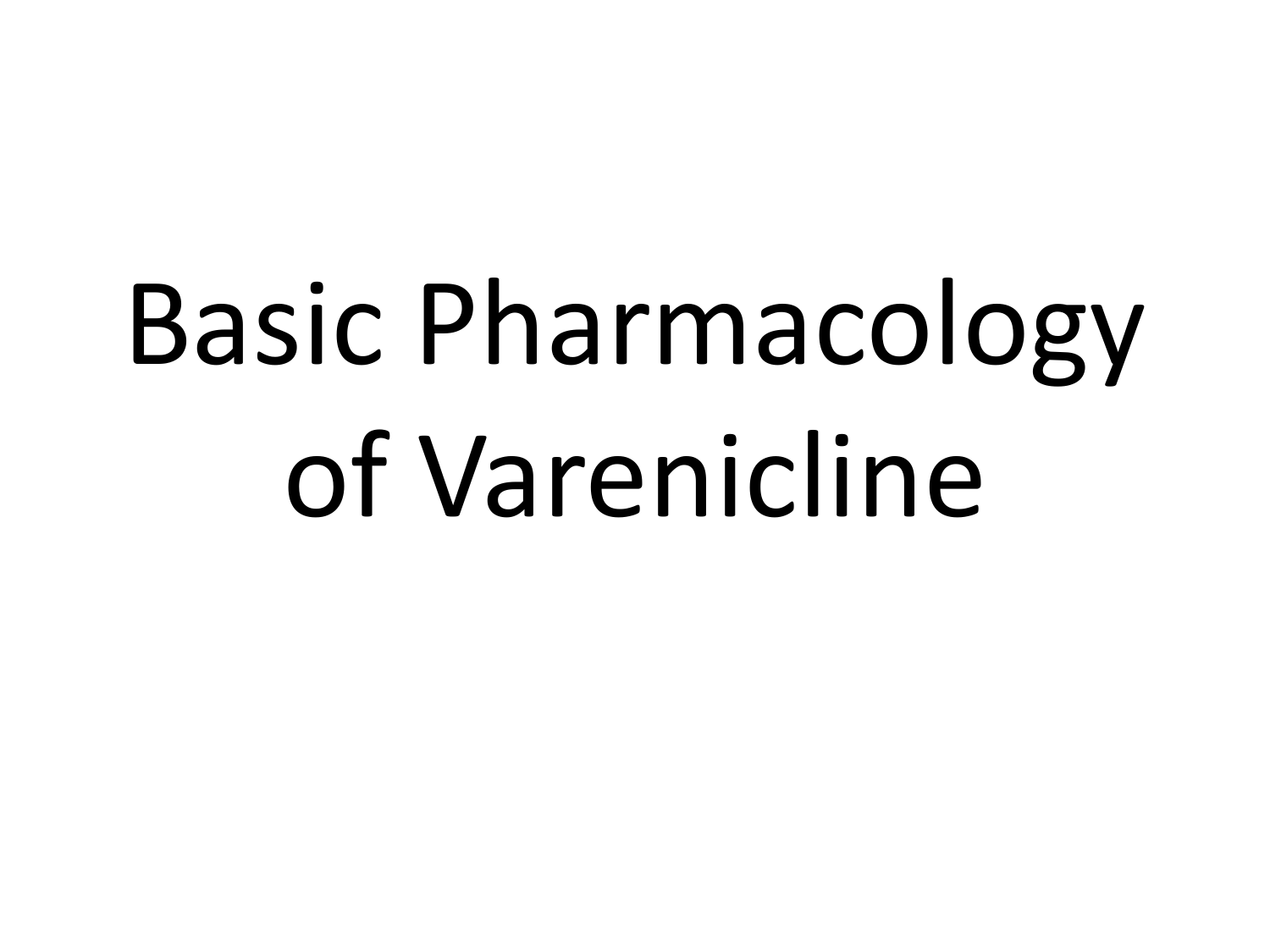# Basic Pharmacology of Varenicline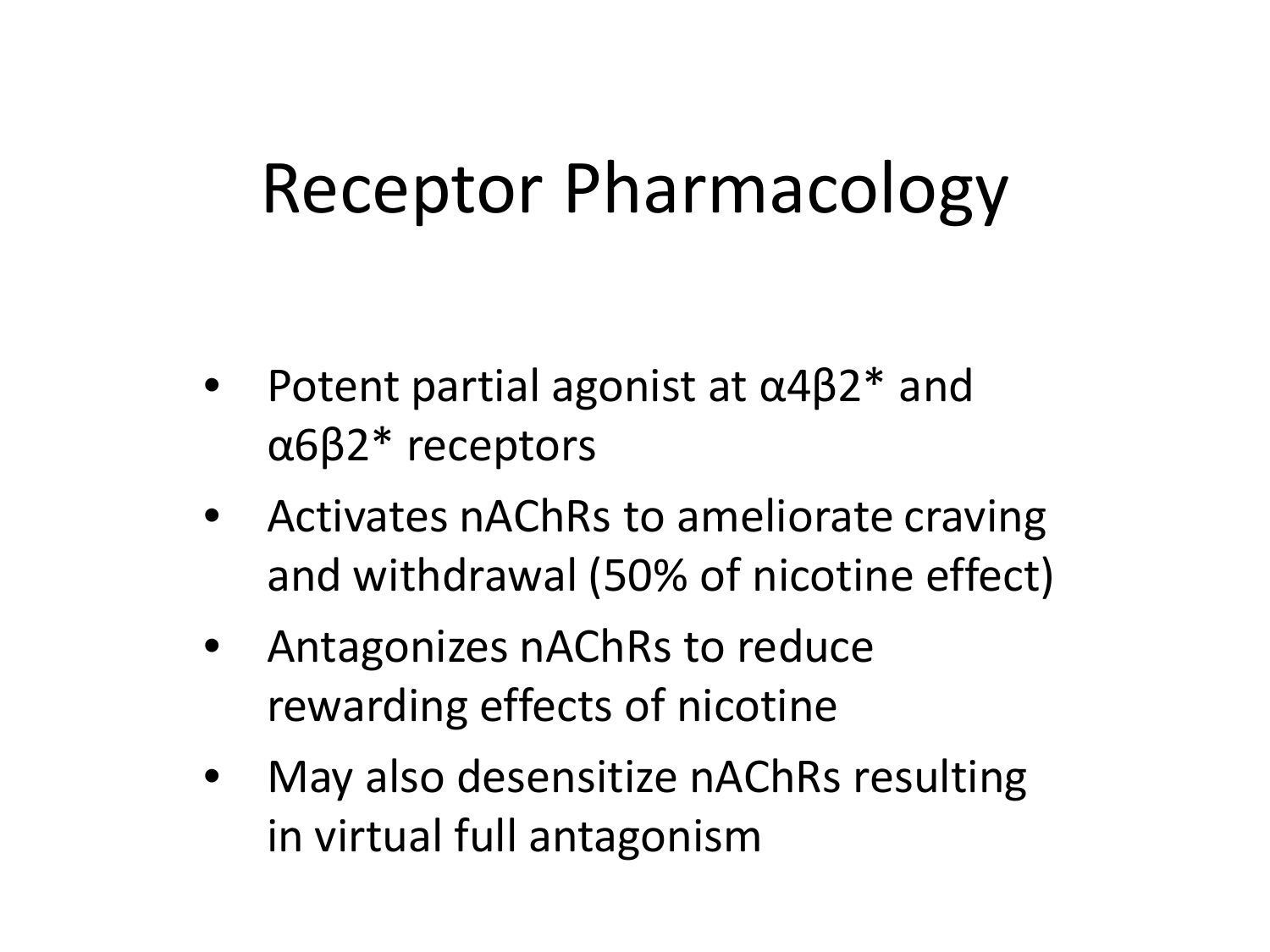# Receptor Pharmacology

- Potent partial agonist at $\alpha 4\beta 2^*$ and $\alpha 6\beta 2^*$ receptors
- Activates nAChRs to ameliorate craving and withdrawal (50% of nicotine effect)
- Antagonizes nAChRs to reduce rewarding effects of nicotine
- May also desensitize nAChRs resulting in virtual full antagonism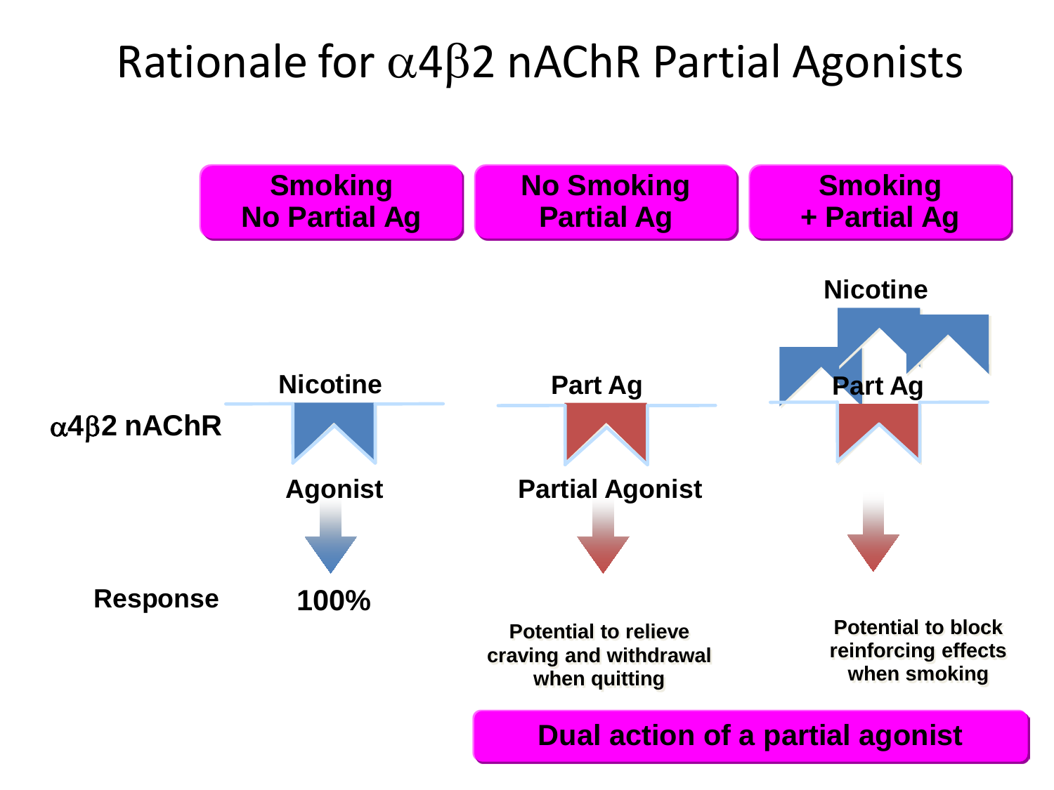# Rationale for $\alpha 4\beta 2$ nAChR Partial Agonists

| | Smoking No Partial Ag | No Smoking Partial Ag | Smoking + Partial Ag |
|---|---|---|---|
| | | | Nicotine |
| $\alpha 4\beta 2$ nAChR | Nicotine | Part Ag | Part Ag |
| | Agonist | Partial Agonist | |
| Response | 100% | Potential to relieve craving and withdrawal when quitting | Potential to block reinforcing effects when smoking |

**Dual action of a partial agonist**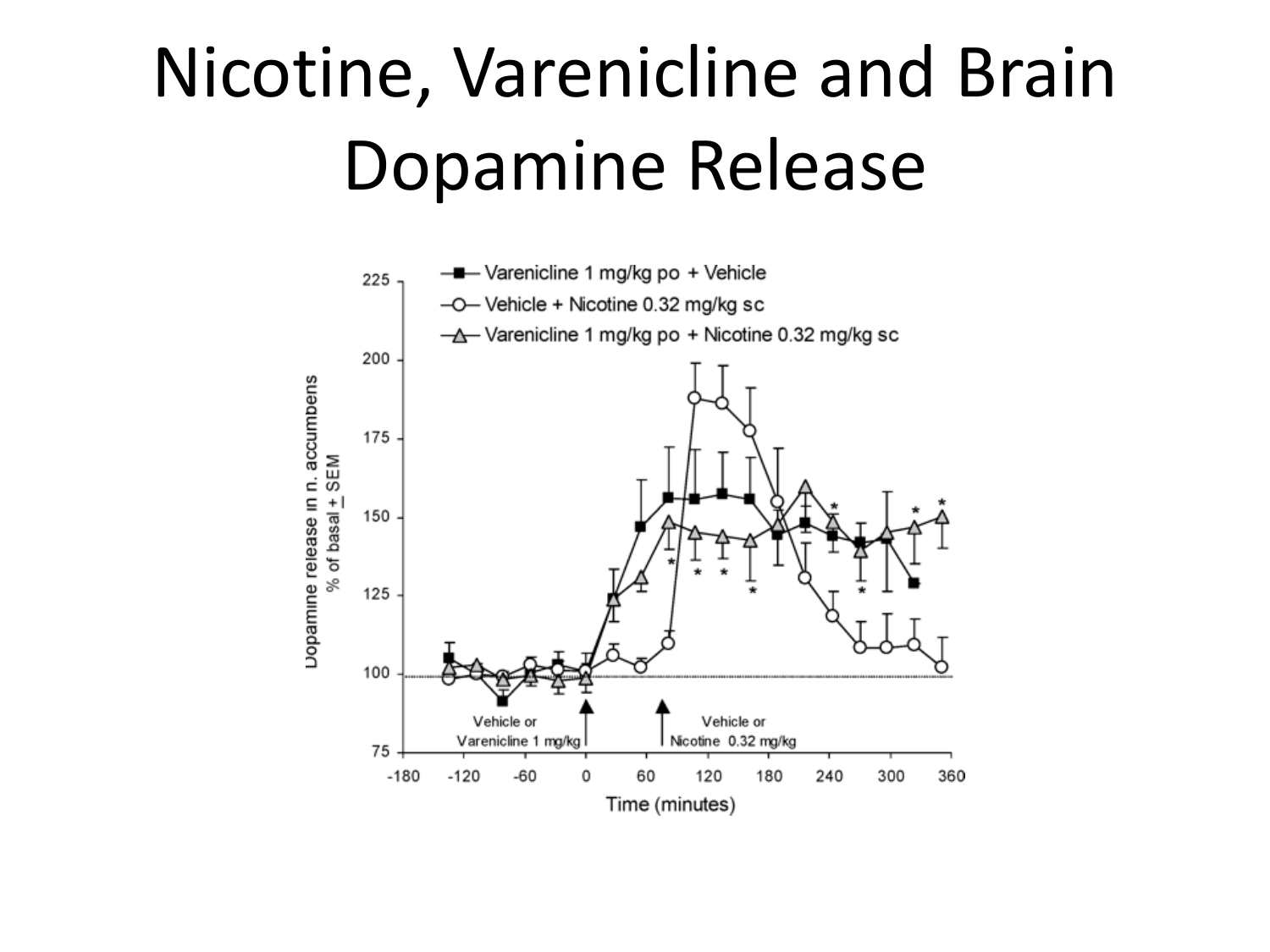# Nicotine, Varenicline and Brain Dopamine Release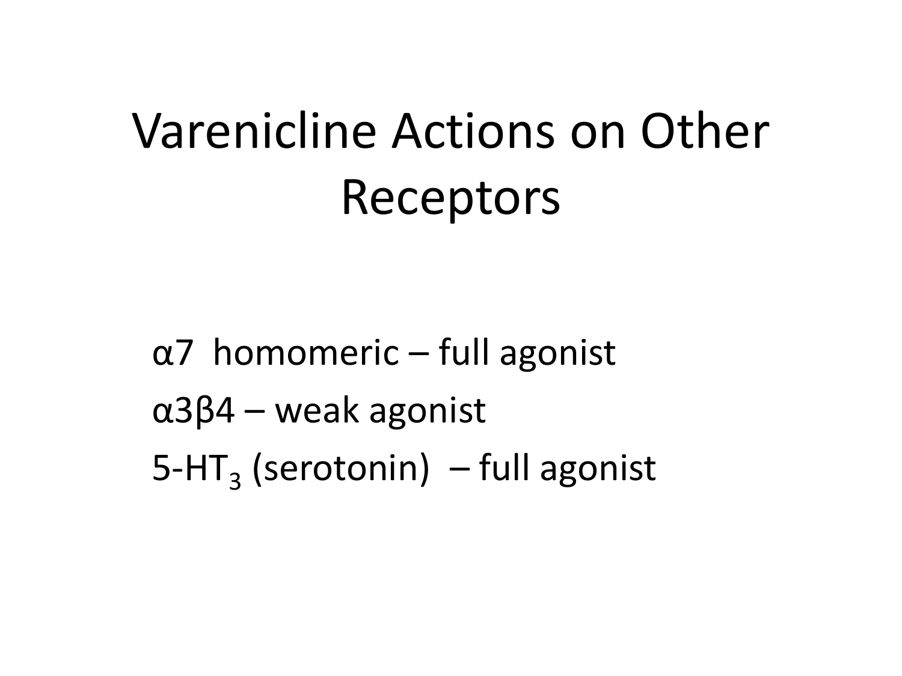# Varenicline Actions on Other Receptors

α7 homomeric – full agonist

α3β4 – weak agonist

5-$HT_3$ (serotonin) – full agonist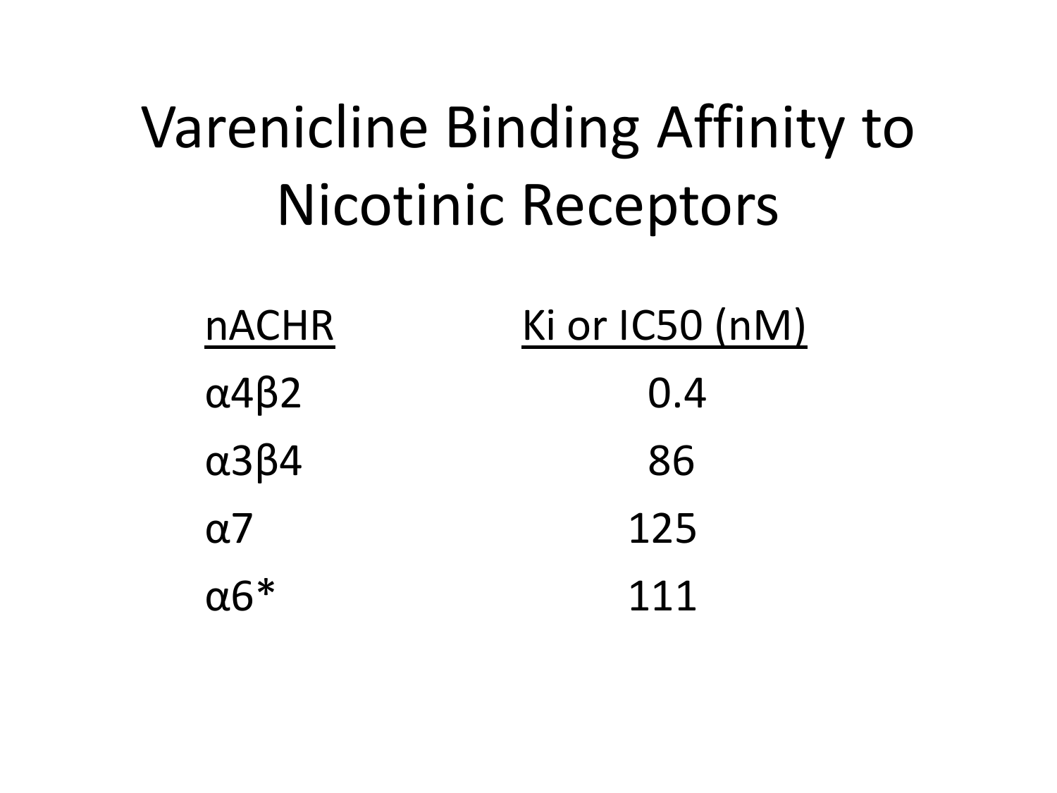# Varenicline Binding Affinity to Nicotinic Receptors

| nACHR | Ki or IC50 (nM) |
|---|---|
| α4β2 | 0.4 |
| α3β4 | 86 |
| α7 | 125 |
| α6* | 111 |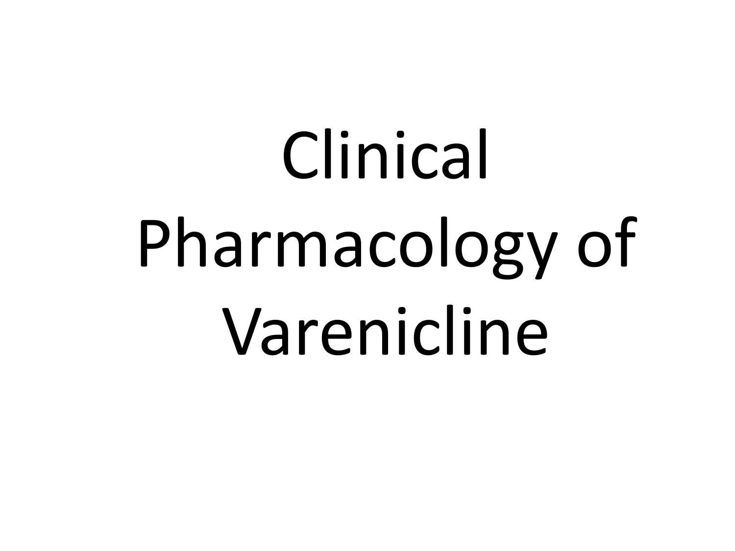# Clinical Pharmacology of Varenicline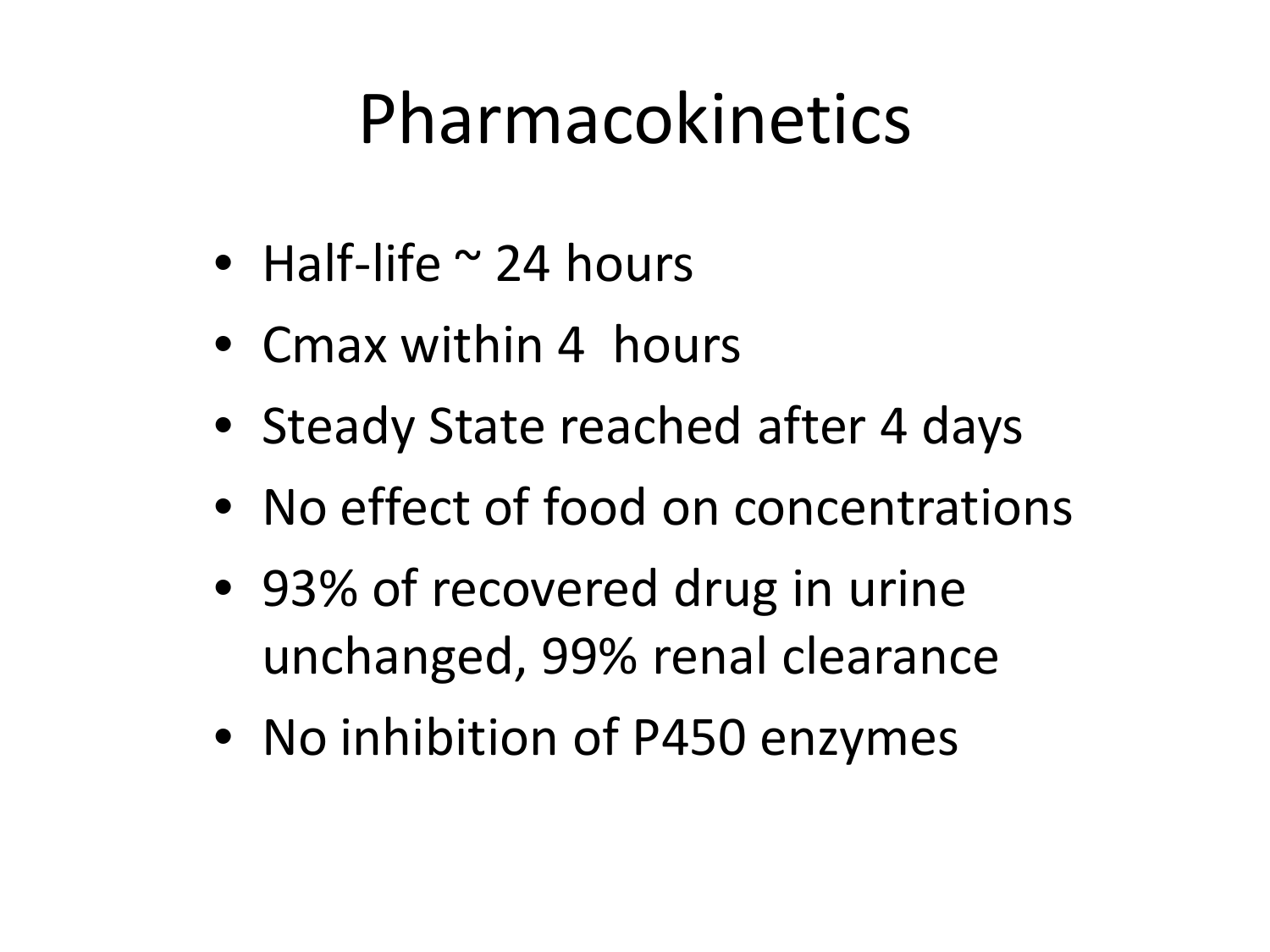# Pharmacokinetics

- Half-life ~ 24 hours
- Cmax within 4 hours
- Steady State reached after 4 days
- No effect of food on concentrations
- 93% of recovered drug in urine unchanged, 99% renal clearance
- No inhibition of P450 enzymes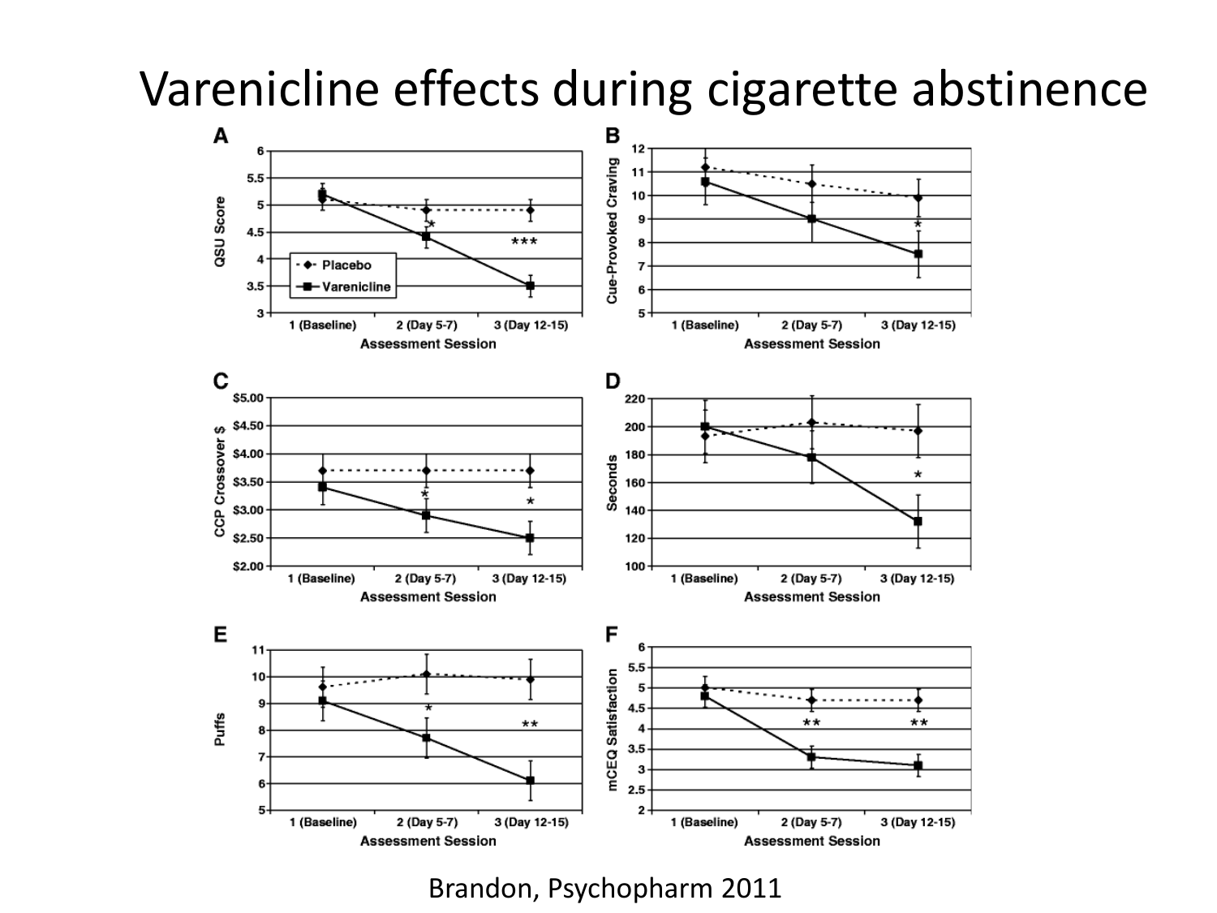# Varenicline effects during cigarette abstinence

Brandon, Psychopharm 2011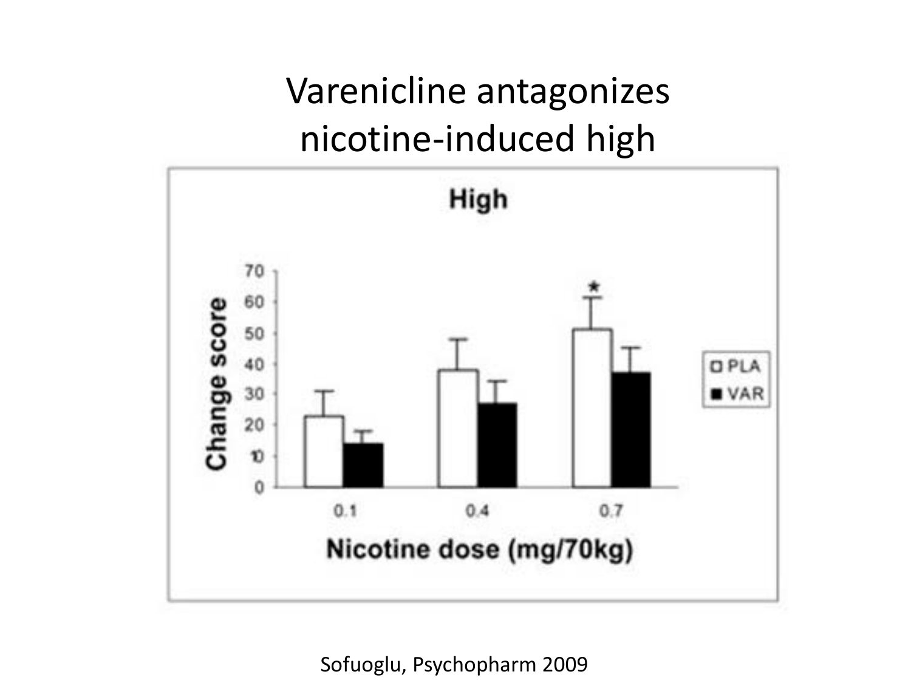# Varenicline antagonizes nicotine-induced high

High

Change score

Nicotine dose (mg/70kg)

PLA

VAR

Sofuoglu, Psychopharm 2009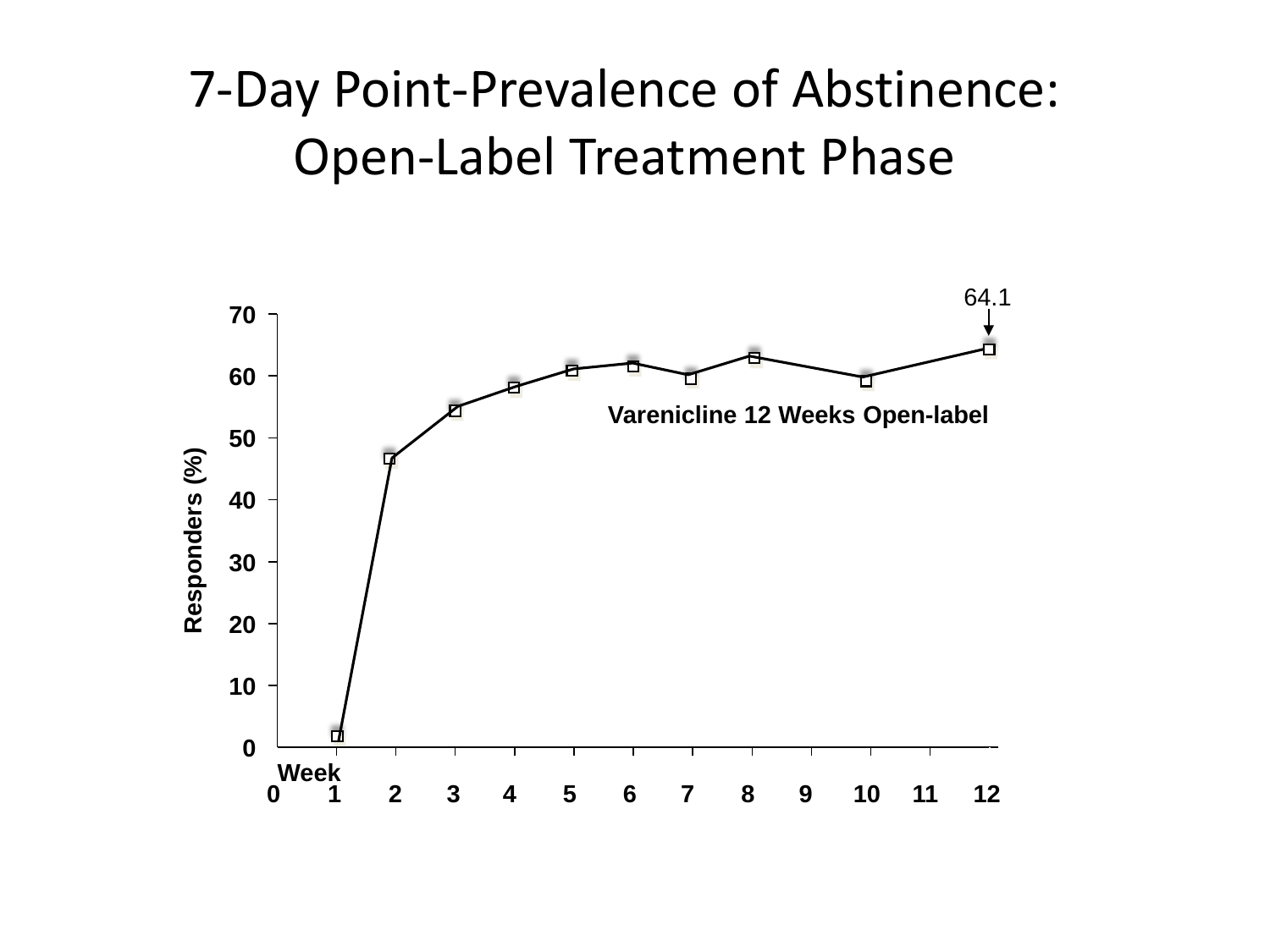# 7-Day Point-Prevalence of Abstinence: Open-Label Treatment Phase

64.1

Varenicline 12 Weeks Open-label

Responders (%)

70
60
50
40
30
20
10
0

Week

0 1 2 3 4 5 6 7 8 9 10 11 12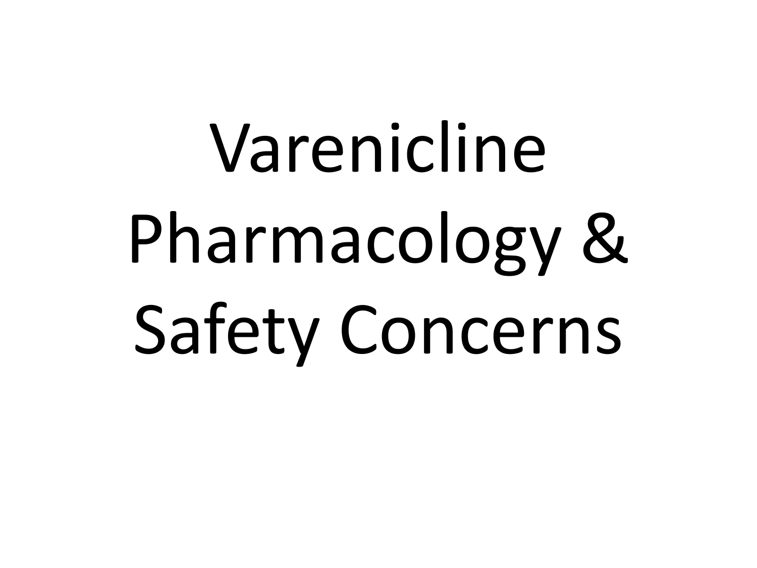# Varenicline Pharmacology & Safety Concerns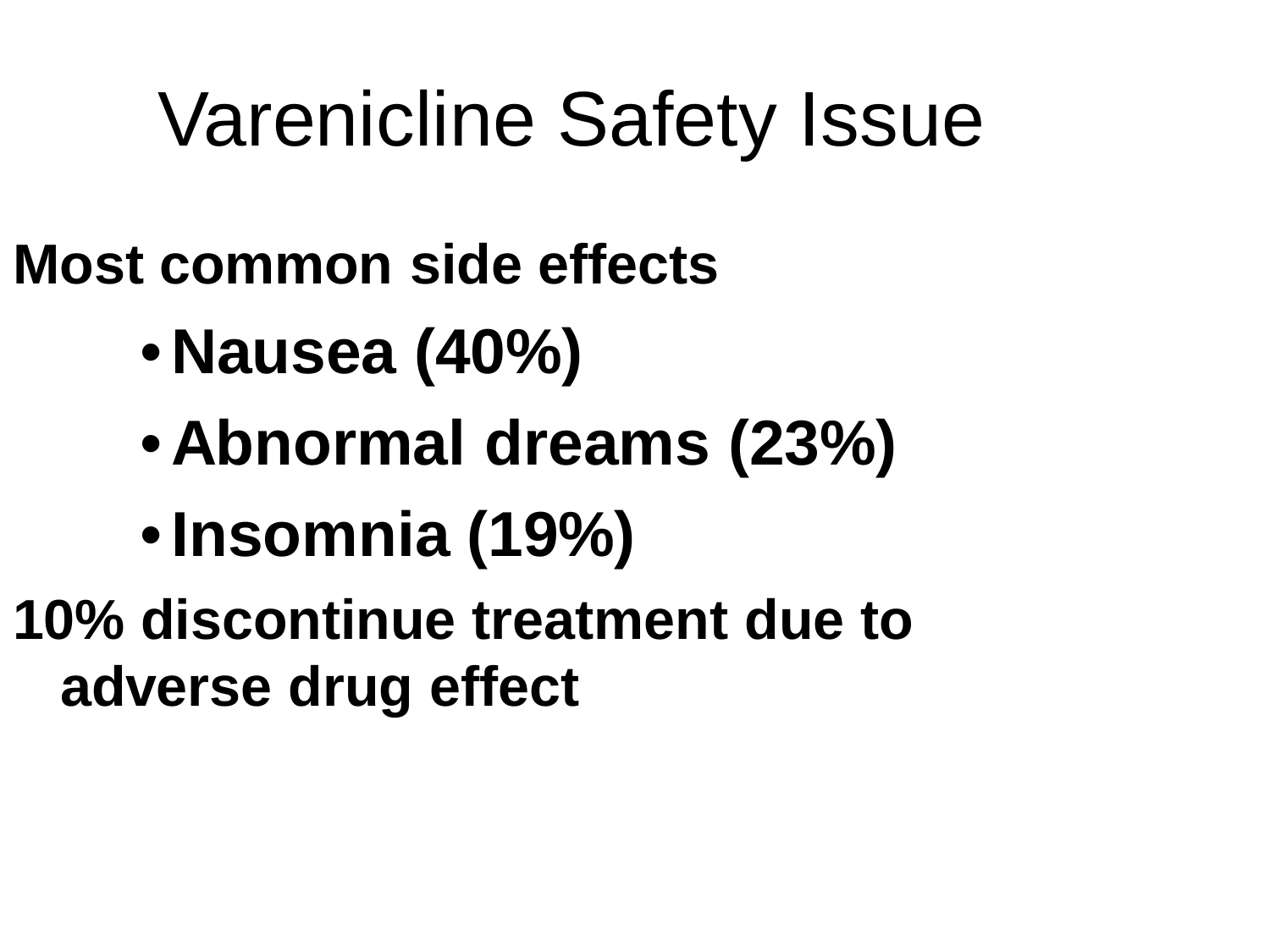# Varenicline Safety Issue

**Most common side effects**

- **Nausea (40%)**
- **Abnormal dreams (23%)**
- **Insomnia (19%)**

**10% discontinue treatment due to adverse drug effect**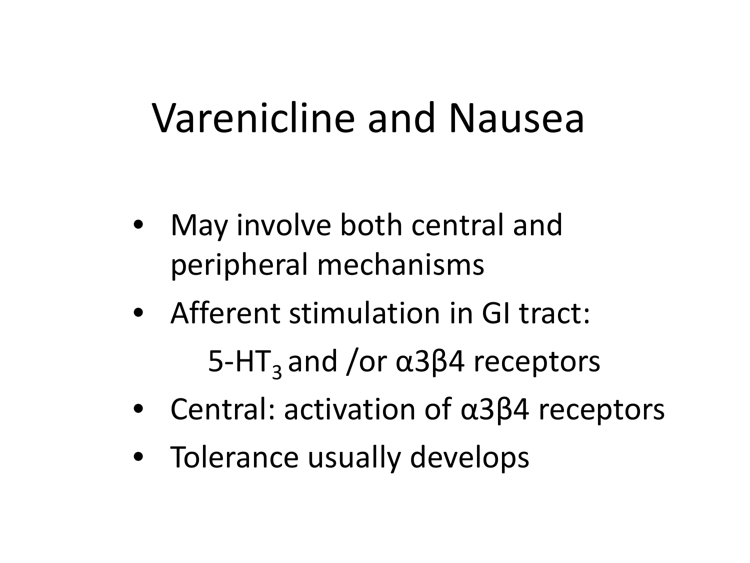# Varenicline and Nausea

- May involve both central and peripheral mechanisms
- Afferent stimulation in GI tract:
  
  5-$HT_3$ and /or α3β4 receptors
- Central: activation of α3β4 receptors
- Tolerance usually develops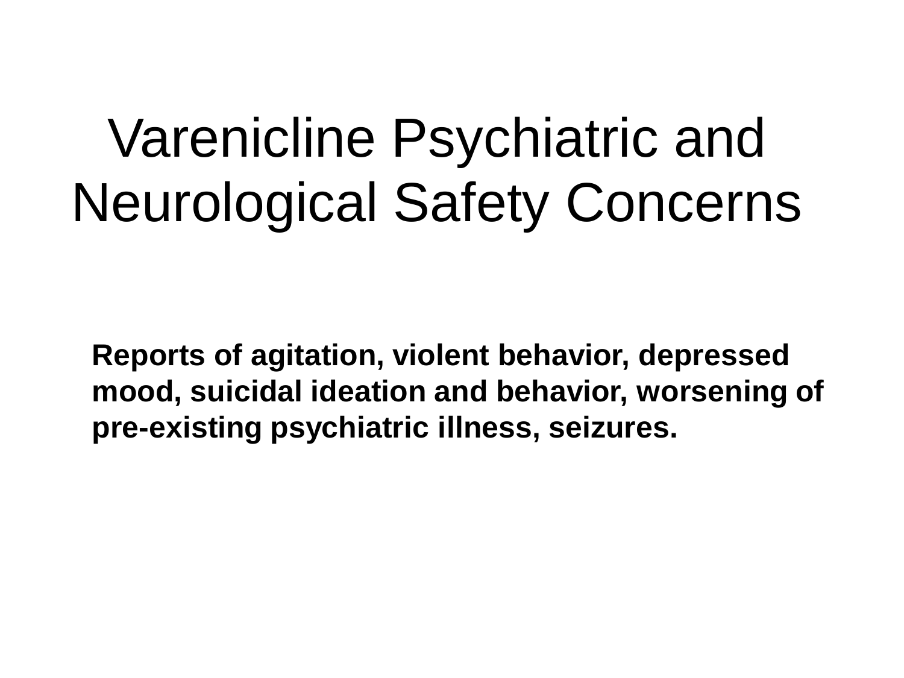# Varenicline Psychiatric and Neurological Safety Concerns

**Reports of agitation, violent behavior, depressed mood, suicidal ideation and behavior, worsening of pre-existing psychiatric illness, seizures.**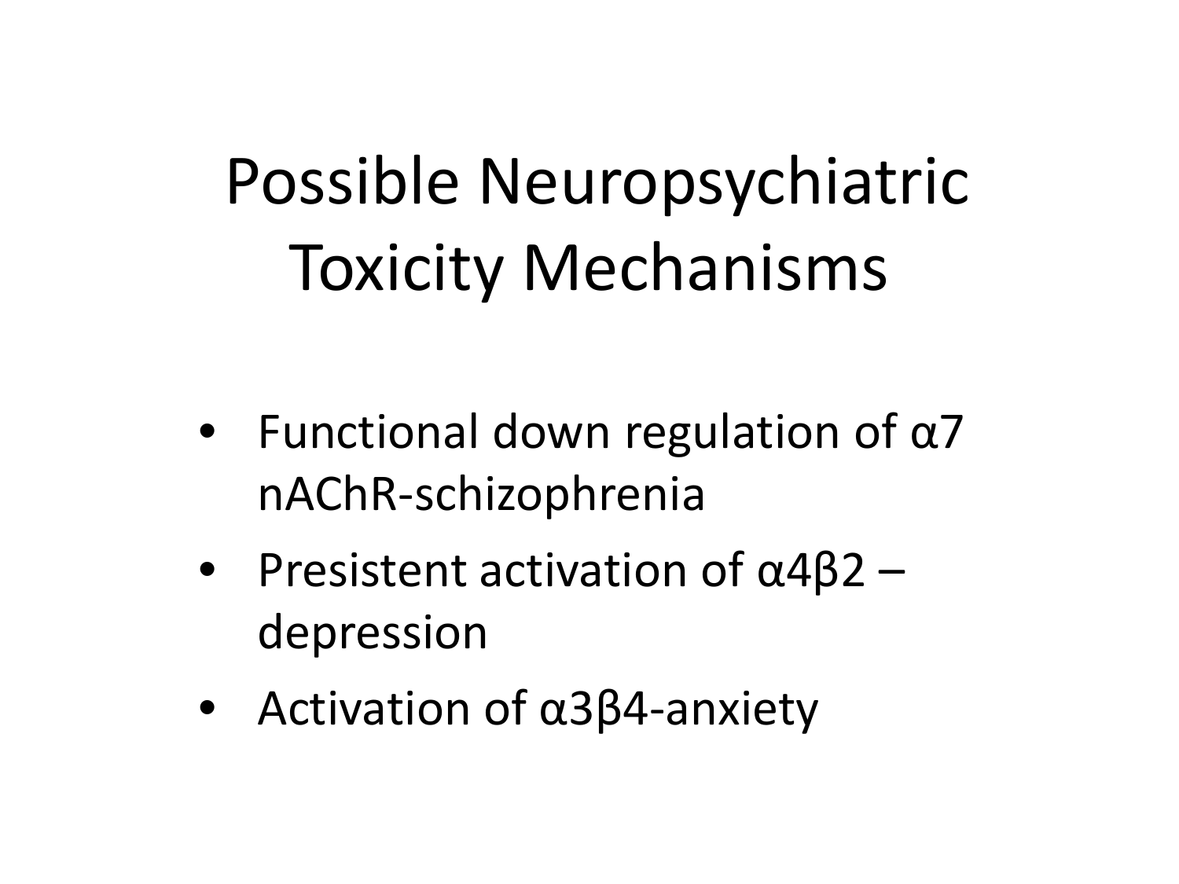# Possible Neuropsychiatric Toxicity Mechanisms

- Functional down regulation of α7 nAChR-schizophrenia
- Presistent activation of α4β2 – depression
- Activation of α3β4-anxiety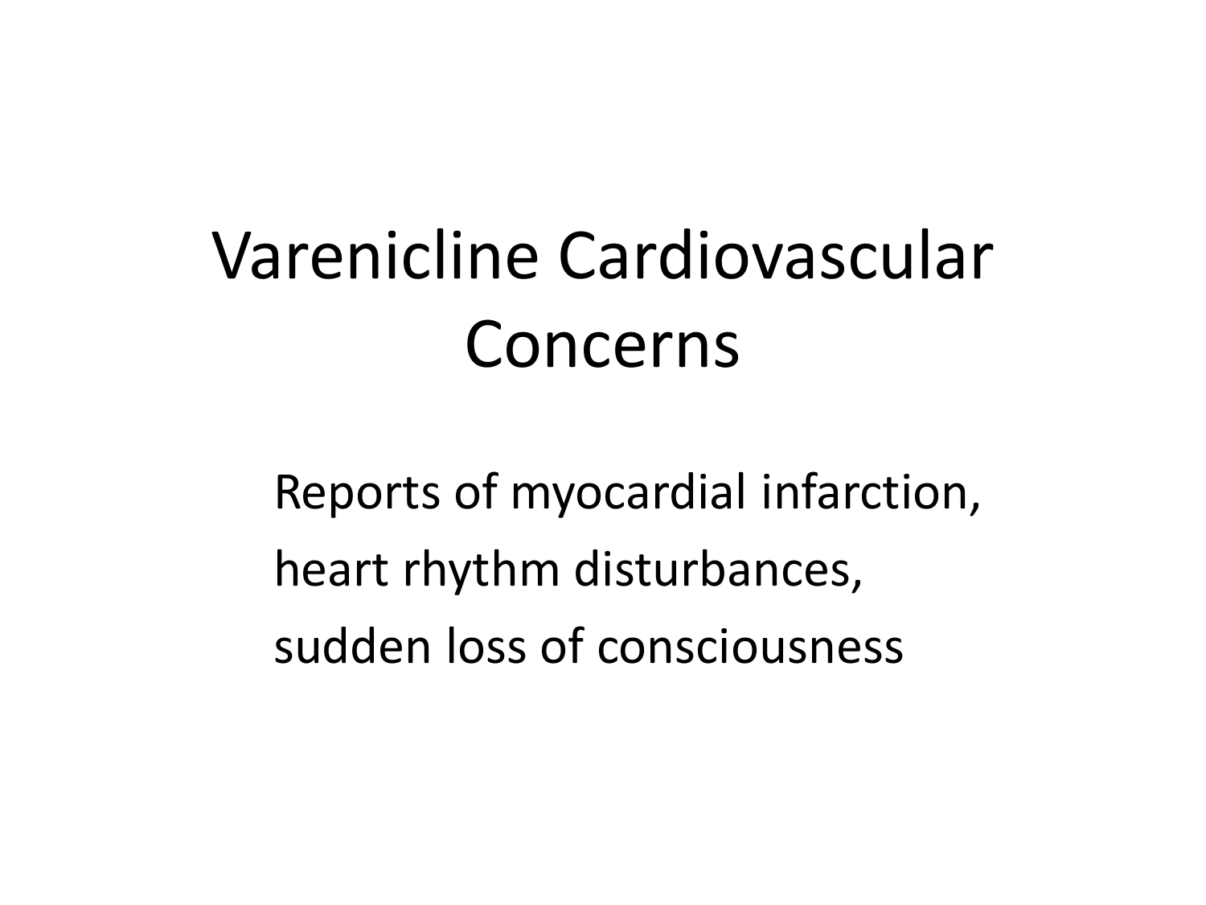# Varenicline Cardiovascular Concerns

Reports of myocardial infarction, heart rhythm disturbances, sudden loss of consciousness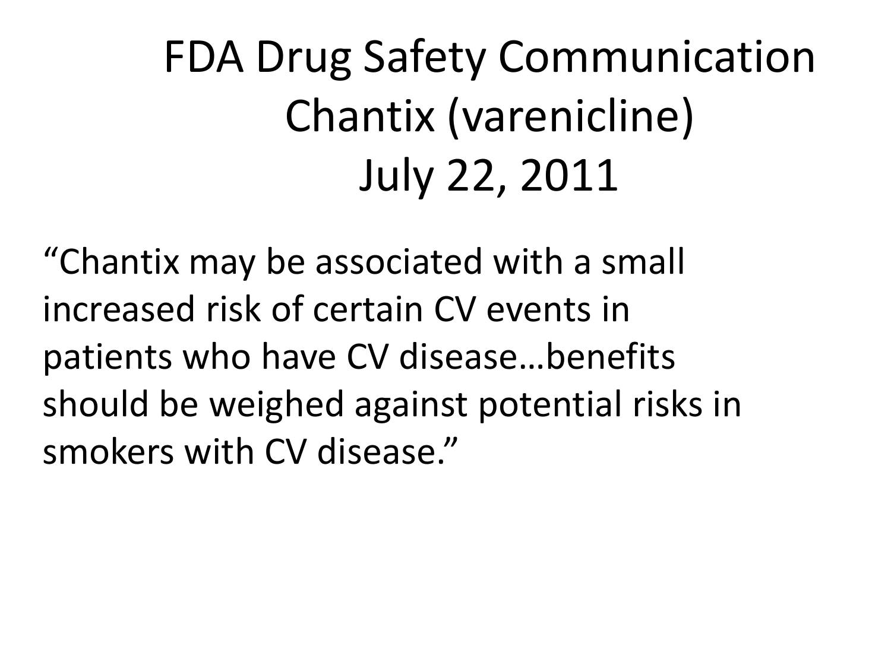# FDA Drug Safety Communication
# Chantix (varenicline)
# July 22, 2011

"Chantix may be associated with a small increased risk of certain CV events in patients who have CV disease…benefits should be weighed against potential risks in smokers with CV disease."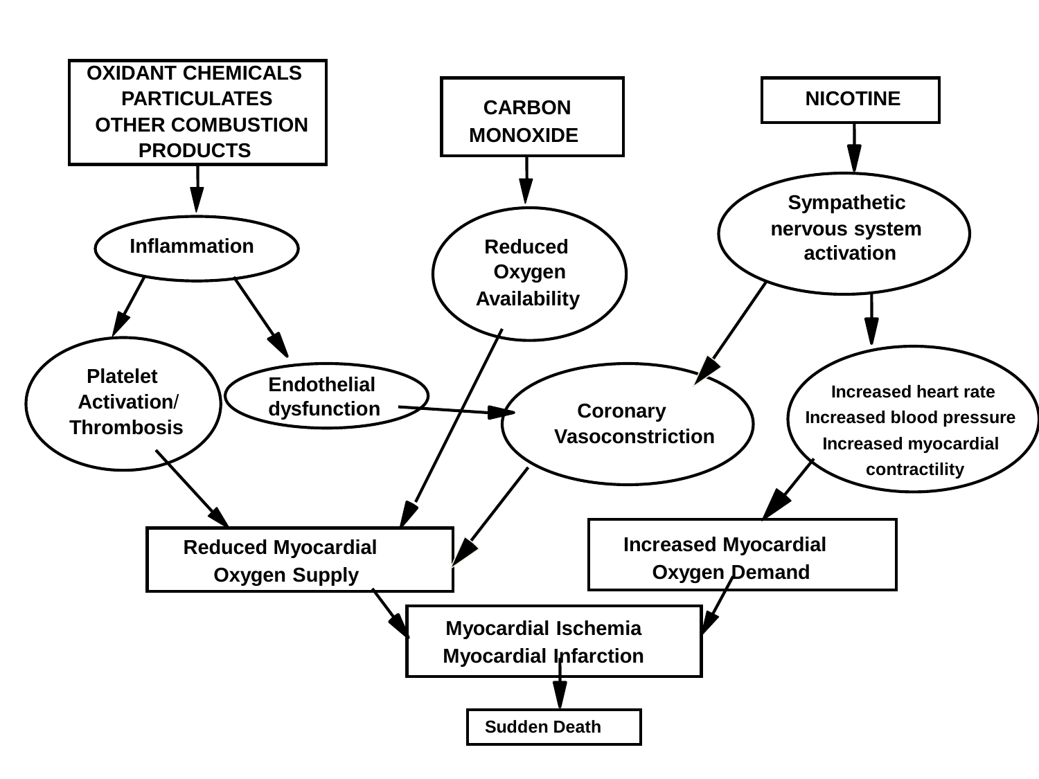OXIDANT CHEMICALS
PARTICULATES
OTHER COMBUSTION PRODUCTS

CARBON MONOXIDE

NICOTINE

Inflammation

Reduced Oxygen Availability

Sympathetic nervous system activation

Platelet Activation/ Thrombosis

Endothelial dysfunction

Coronary Vasoconstriction

Increased heart rate
Increased blood pressure
Increased myocardial contractility

Reduced Myocardial Oxygen Supply

Increased Myocardial Oxygen Demand

Myocardial Ischemia
Myocardial Infarction

Sudden Death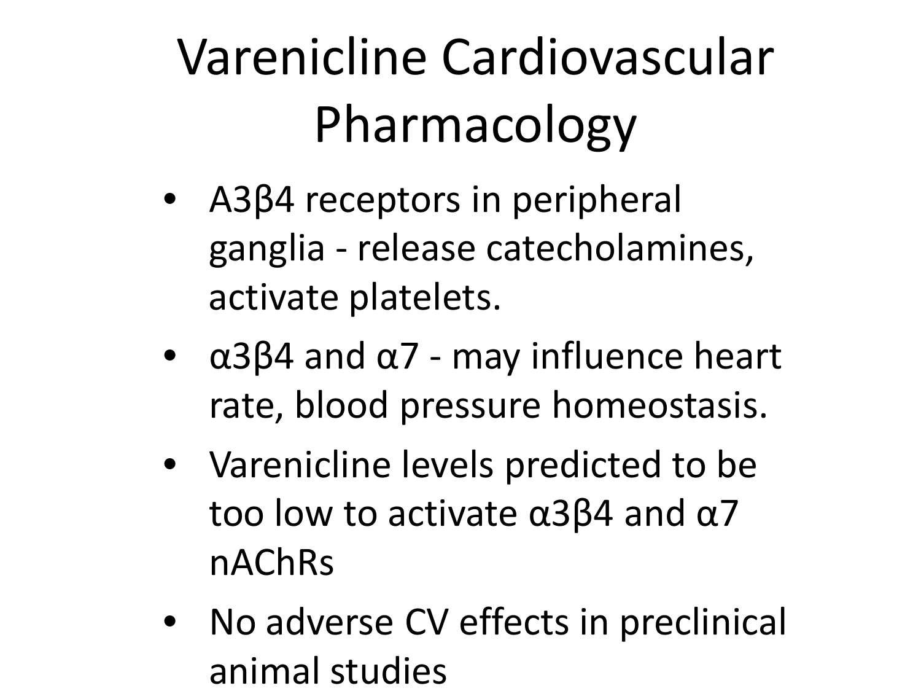# Varenicline Cardiovascular Pharmacology

- A3β4 receptors in peripheral ganglia - release catecholamines, activate platelets.
- α3β4 and α7 - may influence heart rate, blood pressure homeostasis.
- Varenicline levels predicted to be too low to activate α3β4 and α7 nAChRs
- No adverse CV effects in preclinical animal studies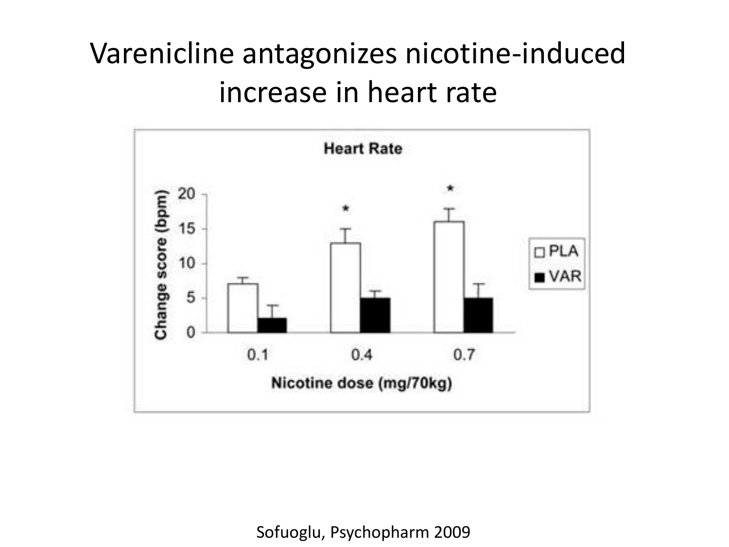# Varenicline antagonizes nicotine-induced increase in heart rate

Heart Rate

| Nicotine dose (mg/70kg) | PLA | VAR |
| --- | --- | --- |
| 0.1 | 7 | 2 |
| 0.4 * | 13 | 5 |
| 0.7 * | 16 | 5 |

Change score (bpm)

Sofuoglu, Psychopharm 2009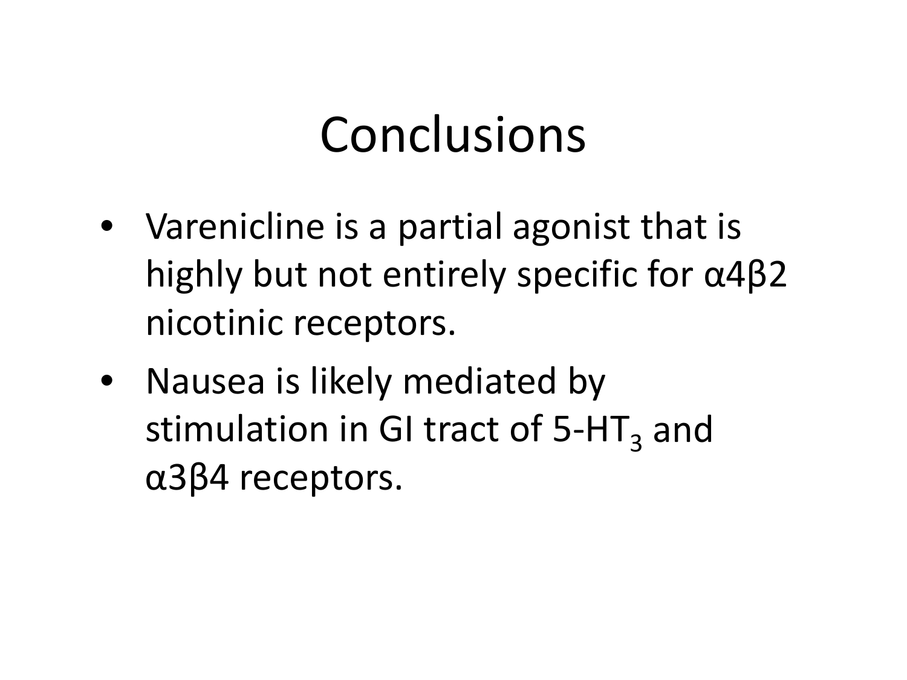# Conclusions

- Varenicline is a partial agonist that is highly but not entirely specific for α4β2 nicotinic receptors.
- Nausea is likely mediated by stimulation in GI tract of $5\text{-}HT_3$ and α3β4 receptors.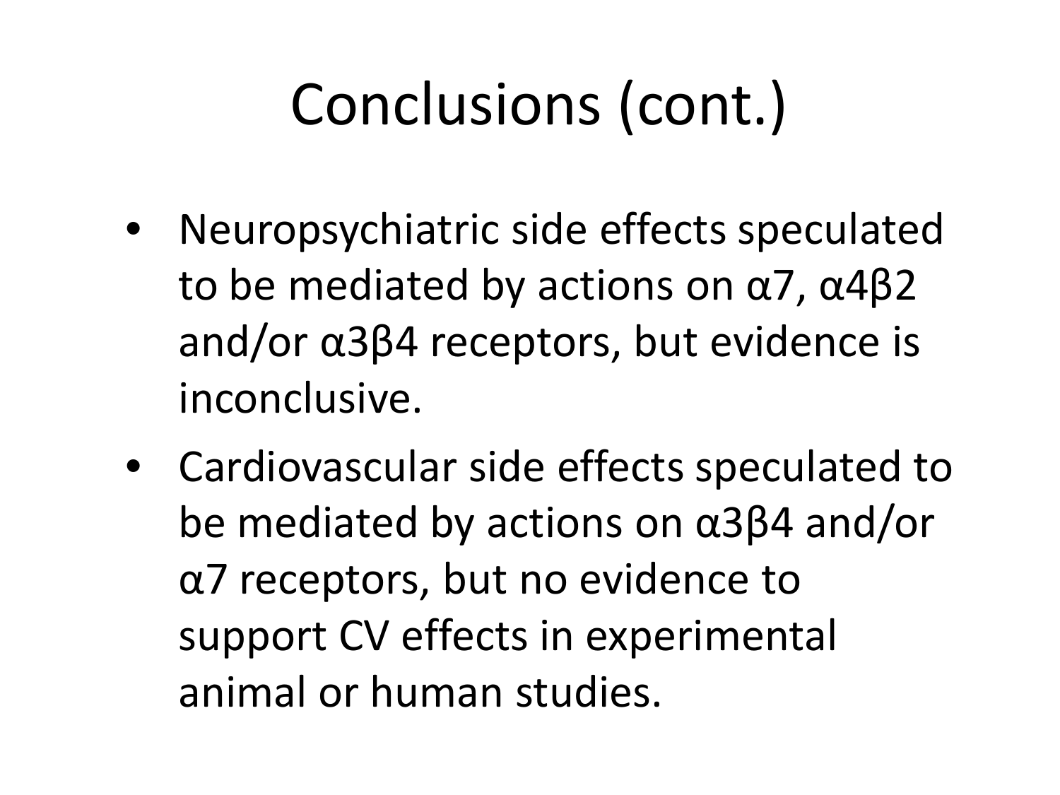# Conclusions (cont.)

- Neuropsychiatric side effects speculated to be mediated by actions on α7, α4β2 and/or α3β4 receptors, but evidence is inconclusive.
- Cardiovascular side effects speculated to be mediated by actions on α3β4 and/or α7 receptors, but no evidence to support CV effects in experimental animal or human studies.